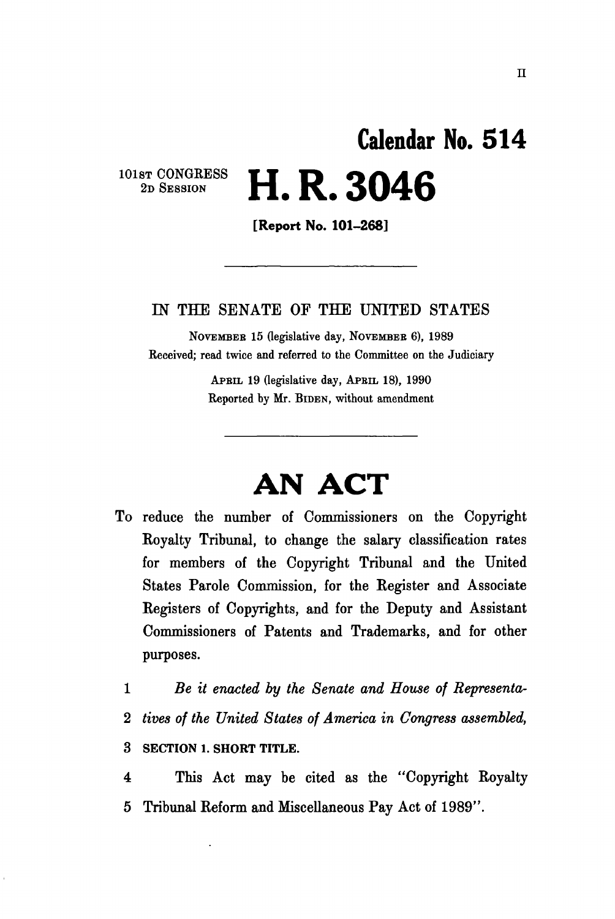# Calendar No. 514

101ST CONGRESS
2D SESSION

# H. R. 3046

**[Report No. 101–268]**

---

IN THE SENATE OF THE UNITED STATES

NOVEMBER 15 (legislative day, NOVEMBER 6), 1989
Received; read twice and referred to the Committee on the Judiciary

APRIL 19 (legislative day, APRIL 18), 1990
Reported by Mr. BIDEN, without amendment

---

# AN ACT

To reduce the number of Commissioners on the Copyright Royalty Tribunal, to change the salary classification rates for members of the Copyright Tribunal and the United States Parole Commission, for the Register and Associate Registers of Copyrights, and for the Deputy and Assistant Commissioners of Patents and Trademarks, and for other purposes.

1 *Be it enacted by the Senate and House of Representa-*
2 *tives of the United States of America in Congress assembled,*

3 **SECTION 1. SHORT TITLE.**

4 This Act may be cited as the "Copyright Royalty
5 Tribunal Reform and Miscellaneous Pay Act of 1989".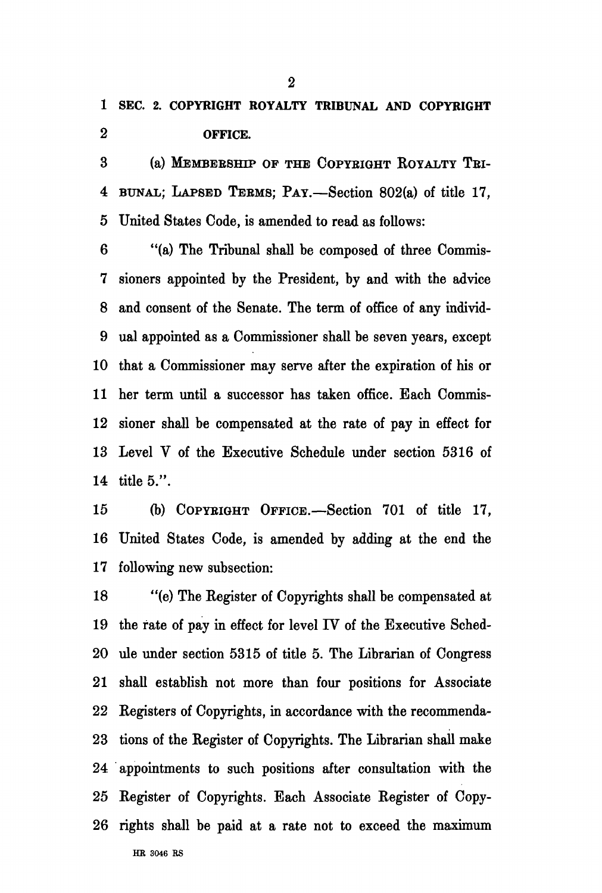**SEC. 2. COPYRIGHT ROYALTY TRIBUNAL AND COPYRIGHT OFFICE.**

(a) MEMBERSHIP OF THE COPYRIGHT ROYALTY TRIBUNAL; LAPSED TERMS; PAY.—Section 802(a) of title 17, United States Code, is amended to read as follows:

"(a) The Tribunal shall be composed of three Commissioners appointed by the President, by and with the advice and consent of the Senate. The term of office of any individual appointed as a Commissioner shall be seven years, except that a Commissioner may serve after the expiration of his or her term until a successor has taken office. Each Commissioner shall be compensated at the rate of pay in effect for Level V of the Executive Schedule under section 5316 of title 5.".

(b) COPYRIGHT OFFICE.—Section 701 of title 17, United States Code, is amended by adding at the end the following new subsection:

"(e) The Register of Copyrights shall be compensated at the rate of pay in effect for level IV of the Executive Schedule under section 5315 of title 5. The Librarian of Congress shall establish not more than four positions for Associate Registers of Copyrights, in accordance with the recommendations of the Register of Copyrights. The Librarian shall make appointments to such positions after consultation with the Register of Copyrights. Each Associate Register of Copyrights shall be paid at a rate not to exceed the maximum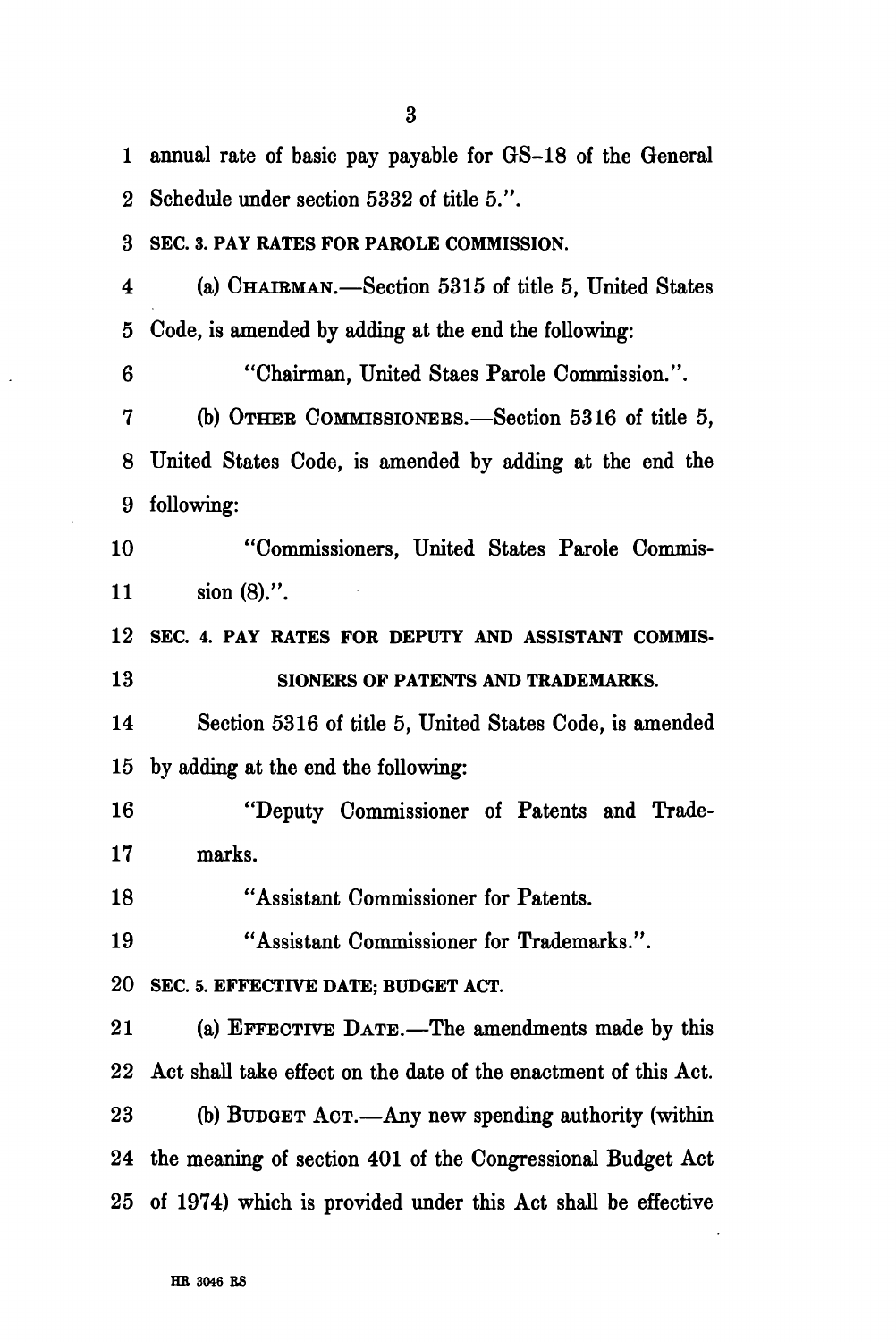annual rate of basic pay payable for GS-18 of the General Schedule under section 5332 of title 5.".

**SEC. 3. PAY RATES FOR PAROLE COMMISSION.**

(a) CHAIRMAN.—Section 5315 of title 5, United States Code, is amended by adding at the end the following:

"Chairman, United Staes Parole Commission.".

(b) OTHER COMMISSIONERS.—Section 5316 of title 5, United States Code, is amended by adding at the end the following:

"Commissioners, United States Parole Commission (8).".

**SEC. 4. PAY RATES FOR DEPUTY AND ASSISTANT COMMISSIONERS OF PATENTS AND TRADEMARKS.**

Section 5316 of title 5, United States Code, is amended by adding at the end the following:

"Deputy Commissioner of Patents and Trademarks.

"Assistant Commissioner for Patents.

"Assistant Commissioner for Trademarks.".

**SEC. 5. EFFECTIVE DATE; BUDGET ACT.**

(a) EFFECTIVE DATE.—The amendments made by this Act shall take effect on the date of the enactment of this Act.

(b) BUDGET ACT.—Any new spending authority (within the meaning of section 401 of the Congressional Budget Act of 1974) which is provided under this Act shall be effective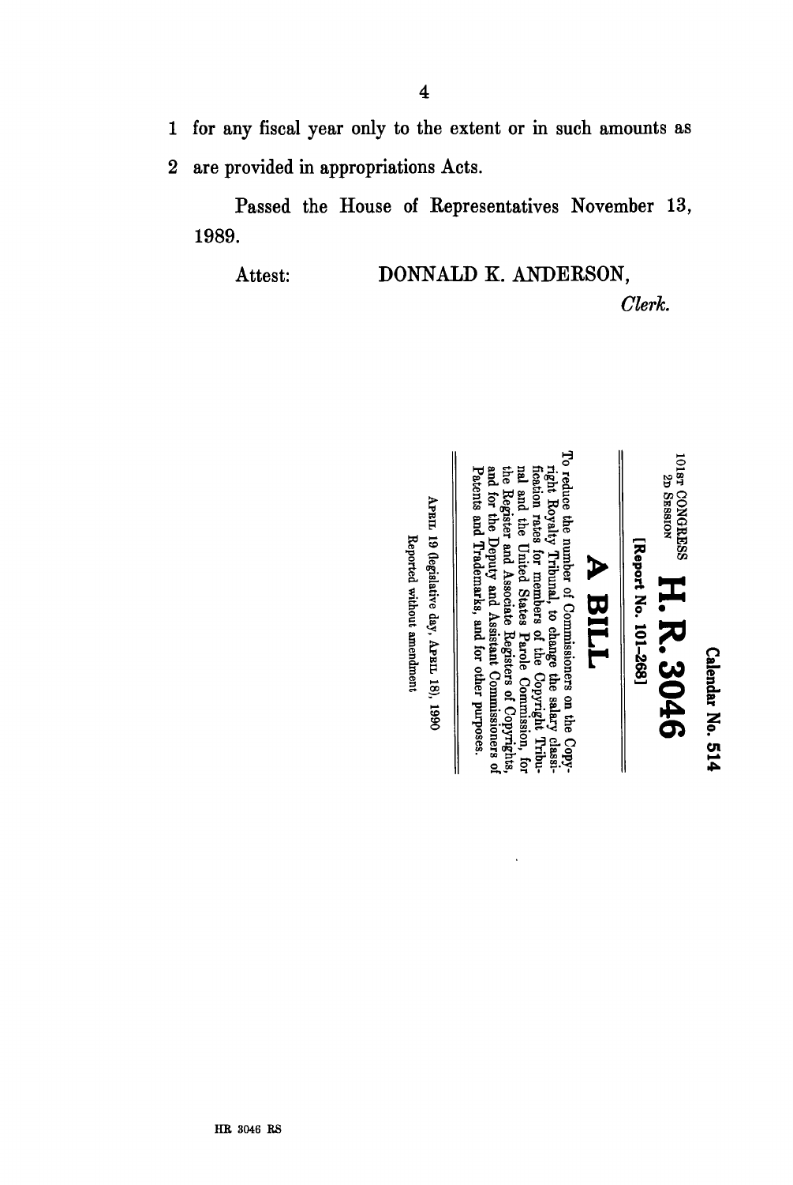1 for any fiscal year only to the extent or in such amounts as

2 are provided in appropriations Acts.

Passed the House of Representatives November 13, 1989.

Attest: DONNALD K. ANDERSON,

*Clerk.*

Calendar No. 514

101ST CONGRESS
2D SESSION

# H. R. 3046

[Report No. 101-268]

## A BILL

To reduce the number of Commissioners on the Copyright Royalty Tribunal, to change the salary classification rates for members of the Copyright Tribunal and the United States Parole Commission, for the Register and Associate Registers of Copyrights, and for the Deputy and Assistant Commissioners of Patents and Trademarks, and for other purposes.

APRIL 19 (legislative day, APRIL 18), 1990

Reported without amendment

HR 3046 RS